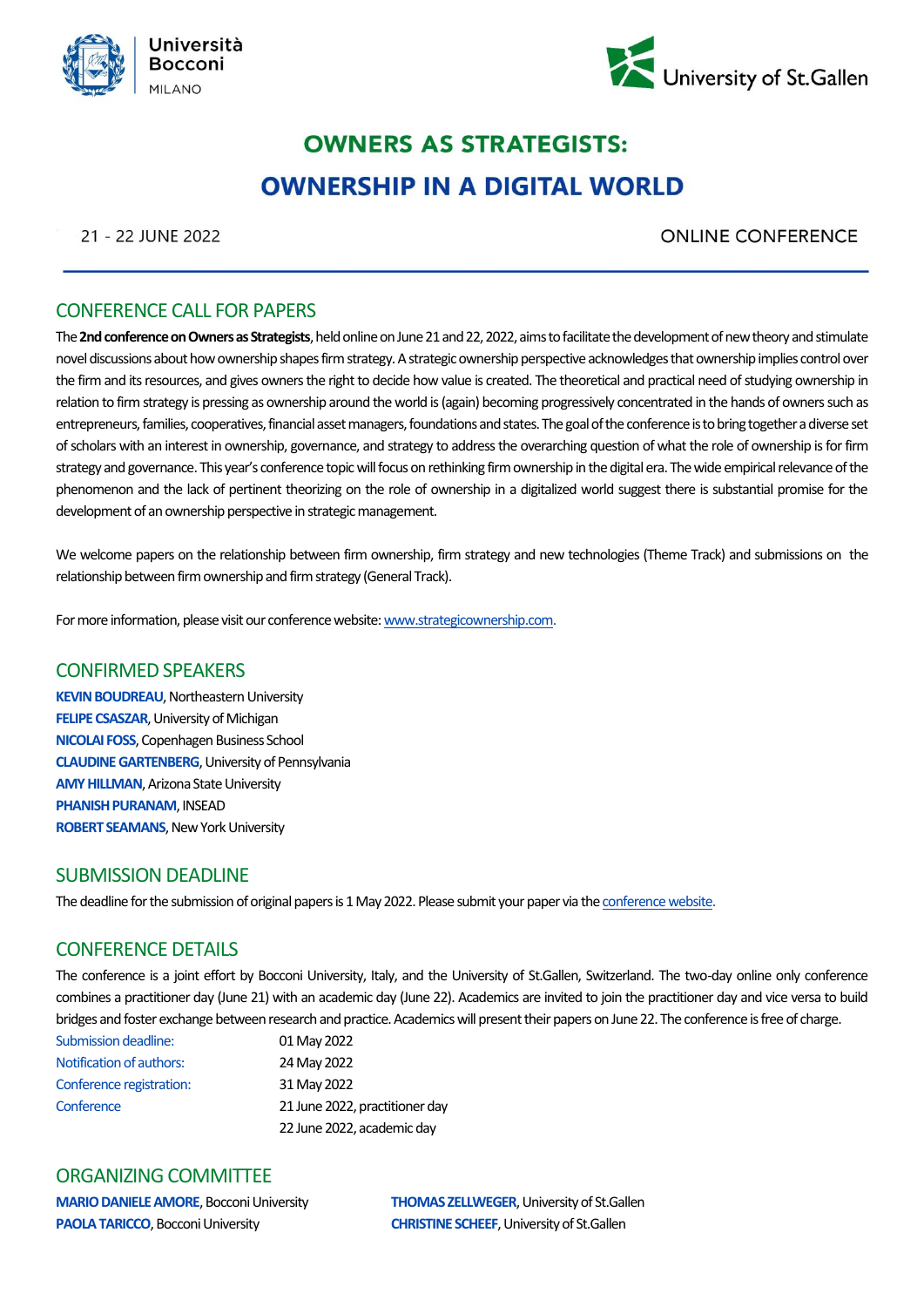Università Bocconi MILANO

University of St.Gallen

# OWNERS AS STRATEGISTS:
# OWNERSHIP IN A DIGITAL WORLD

21 - 22 JUNE 2022 ONLINE CONFERENCE

## CONFERENCE CALL FOR PAPERS

The **2nd conference on Owners as Strategists**, held online on June 21 and 22, 2022, aims to facilitate the development of new theory and stimulate novel discussions about how ownership shapes firm strategy. A strategic ownership perspective acknowledges that ownership implies control over the firm and its resources, and gives owners the right to decide how value is created. The theoretical and practical need of studying ownership in relation to firm strategy is pressing as ownership around the world is (again) becoming progressively concentrated in the hands of owners such as entrepreneurs, families, cooperatives, financial asset managers, foundations and states. The goal of the conference is to bring together a diverse set of scholars with an interest in ownership, governance, and strategy to address the overarching question of what the role of ownership is for firm strategy and governance. This year's conference topic will focus on rethinking firm ownership in the digital era. The wide empirical relevance of the phenomenon and the lack of pertinent theorizing on the role of ownership in a digitalized world suggest there is substantial promise for the development of an ownership perspective in strategic management.

We welcome papers on the relationship between firm ownership, firm strategy and new technologies (Theme Track) and submissions on the relationship between firm ownership and firm strategy (General Track).

For more information, please visit our conference website: www.strategicownership.com.

## CONFIRMED SPEAKERS

**KEVIN BOUDREAU**, Northeastern University
**FELIPE CSASZAR**, University of Michigan
**NICOLAI FOSS**, Copenhagen Business School
**CLAUDINE GARTENBERG**, University of Pennsylvania
**AMY HILLMAN**, Arizona State University
**PHANISH PURANAM**, INSEAD
**ROBERT SEAMANS**, New York University

## SUBMISSION DEADLINE

The deadline for the submission of original papers is 1 May 2022. Please submit your paper via the conference website.

## CONFERENCE DETAILS

The conference is a joint effort by Bocconi University, Italy, and the University of St.Gallen, Switzerland. The two-day online only conference combines a practitioner day (June 21) with an academic day (June 22). Academics are invited to join the practitioner day and vice versa to build bridges and foster exchange between research and practice. Academics will present their papers on June 22. The conference is free of charge.

| | |
|---|---|
| Submission deadline: | 01 May 2022 |
| Notification of authors: | 24 May 2022 |
| Conference registration: | 31 May 2022 |
| Conference | 21 June 2022, practitioner day |
| | 22 June 2022, academic day |

## ORGANIZING COMMITTEE

**MARIO DANIELE AMORE**, Bocconi University
**PAOLA TARICCO**, Bocconi University
**THOMAS ZELLWEGER**, University of St.Gallen
**CHRISTINE SCHEEF**, University of St.Gallen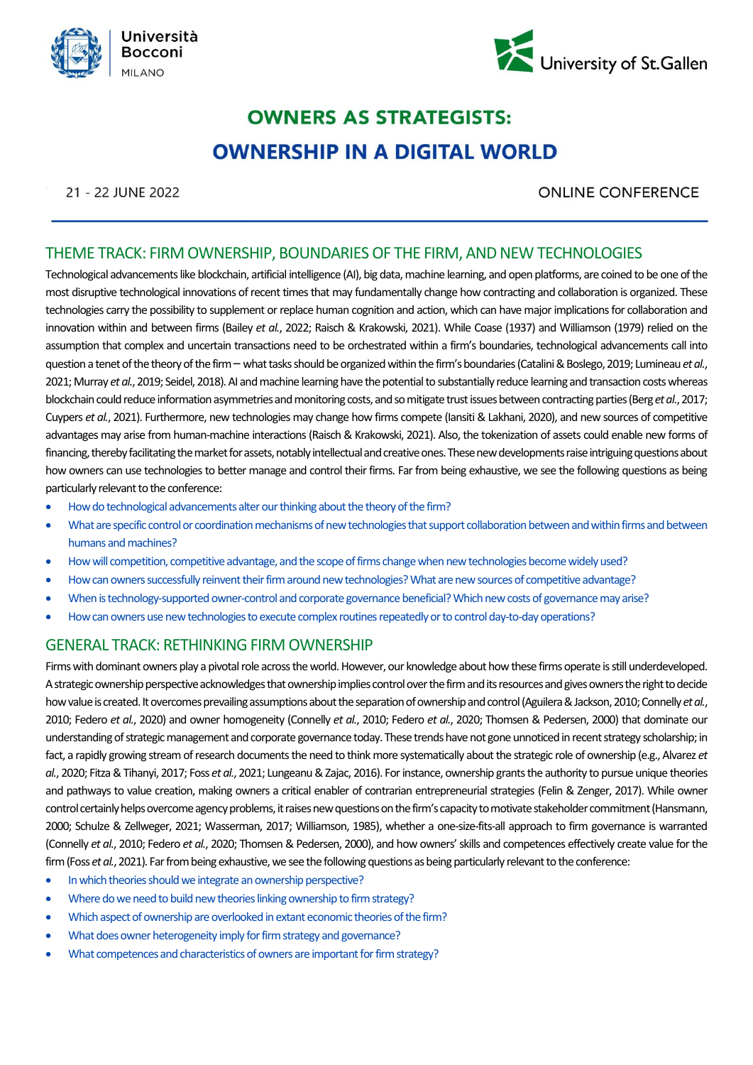Università Bocconi MILANO

University of St.Gallen

# OWNERS AS STRATEGISTS:

# OWNERSHIP IN A DIGITAL WORLD

21 - 22 JUNE 2022

ONLINE CONFERENCE

## THEME TRACK: FIRM OWNERSHIP, BOUNDARIES OF THE FIRM, AND NEW TECHNOLOGIES

Technological advancements like blockchain, artificial intelligence (AI), big data, machine learning, and open platforms, are coined to be one of the most disruptive technological innovations of recent times that may fundamentally change how contracting and collaboration is organized. These technologies carry the possibility to supplement or replace human cognition and action, which can have major implications for collaboration and innovation within and between firms (Bailey *et al.*, 2022; Raisch & Krakowski, 2021). While Coase (1937) and Williamson (1979) relied on the assumption that complex and uncertain transactions need to be orchestrated within a firm's boundaries, technological advancements call into question a tenet of the theory of the firm – what tasks should be organized within the firm's boundaries (Catalini & Boslego, 2019; Lumineau *et al.*, 2021; Murray *et al.*, 2019; Seidel, 2018). AI and machine learning have the potential to substantially reduce learning and transaction costs whereas blockchain could reduce information asymmetries and monitoring costs, and so mitigate trust issues between contracting parties (Berg *et al.*, 2017; Cuypers *et al.*, 2021). Furthermore, new technologies may change how firms compete (Iansiti & Lakhani, 2020), and new sources of competitive advantages may arise from human-machine interactions (Raisch & Krakowski, 2021). Also, the tokenization of assets could enable new forms of financing, thereby facilitating the market for assets, notably intellectual and creative ones. These new developments raise intriguing questions about how owners can use technologies to better manage and control their firms. Far from being exhaustive, we see the following questions as being particularly relevant to the conference:

- How do technological advancements alter our thinking about the theory of the firm?
- What are specific control or coordination mechanisms of new technologies that support collaboration between and within firms and between humans and machines?
- How will competition, competitive advantage, and the scope of firms change when new technologies become widely used?
- How can owners successfully reinvent their firm around new technologies? What are new sources of competitive advantage?
- When is technology-supported owner-control and corporate governance beneficial? Which new costs of governance may arise?
- How can owners use new technologies to execute complex routines repeatedly or to control day-to-day operations?

## GENERAL TRACK: RETHINKING FIRM OWNERSHIP

Firms with dominant owners play a pivotal role across the world. However, our knowledge about how these firms operate is still underdeveloped. A strategic ownership perspective acknowledges that ownership implies control over the firm and its resources and gives owners the right to decide how value is created. It overcomes prevailing assumptions about the separation of ownership and control (Aguilera & Jackson, 2010; Connelly *et al.*, 2010; Federo *et al.*, 2020) and owner homogeneity (Connelly *et al.*, 2010; Federo *et al.*, 2020; Thomsen & Pedersen, 2000) that dominate our understanding of strategic management and corporate governance today. These trends have not gone unnoticed in recent strategy scholarship; in fact, a rapidly growing stream of research documents the need to think more systematically about the strategic role of ownership (e.g., Alvarez *et al.*, 2020; Fitza & Tihanyi, 2017; Foss *et al.*, 2021; Lungeanu & Zajac, 2016). For instance, ownership grants the authority to pursue unique theories and pathways to value creation, making owners a critical enabler of contrarian entrepreneurial strategies (Felin & Zenger, 2017). While owner control certainly helps overcome agency problems, it raises new questions on the firm's capacity to motivate stakeholder commitment (Hansmann, 2000; Schulze & Zellweger, 2021; Wasserman, 2017; Williamson, 1985), whether a one-size-fits-all approach to firm governance is warranted (Connelly *et al.*, 2010; Federo *et al.*, 2020; Thomsen & Pedersen, 2000), and how owners' skills and competences effectively create value for the firm (Foss *et al.*, 2021). Far from being exhaustive, we see the following questions as being particularly relevant to the conference:

- In which theories should we integrate an ownership perspective?
- Where do we need to build new theories linking ownership to firm strategy?
- Which aspect of ownership are overlooked in extant economic theories of the firm?
- What does owner heterogeneity imply for firm strategy and governance?
- What competences and characteristics of owners are important for firm strategy?